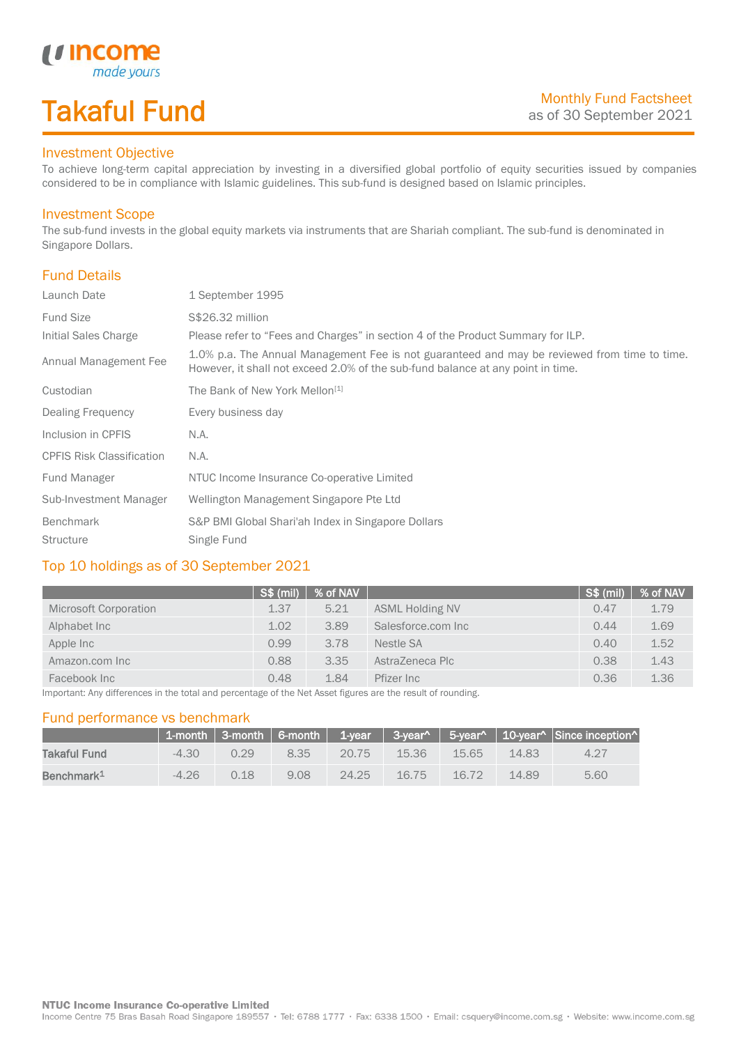# Takaful Fund

Monthly Fund Factsheet
as of 30 September 2021

## Investment Objective

To achieve long-term capital appreciation by investing in a diversified global portfolio of equity securities issued by companies considered to be in compliance with Islamic guidelines. This sub-fund is designed based on Islamic principles.

## Investment Scope

The sub-fund invests in the global equity markets via instruments that are Shariah compliant. The sub-fund is denominated in Singapore Dollars.

## Fund Details

| | |
|---|---|
| Launch Date | 1 September 1995 |
| Fund Size | S$26.32 million |
| Initial Sales Charge | Please refer to "Fees and Charges" in section 4 of the Product Summary for ILP. |
| Annual Management Fee | 1.0% p.a. The Annual Management Fee is not guaranteed and may be reviewed from time to time. However, it shall not exceed 2.0% of the sub-fund balance at any point in time. |
| Custodian | The Bank of New York Mellon[1] |
| Dealing Frequency | Every business day |
| Inclusion in CPFIS | N.A. |
| CPFIS Risk Classification | N.A. |
| Fund Manager | NTUC Income Insurance Co-operative Limited |
| Sub-Investment Manager | Wellington Management Singapore Pte Ltd |
| Benchmark | S&P BMI Global Shari'ah Index in Singapore Dollars |
| Structure | Single Fund |

## Top 10 holdings as of 30 September 2021

| | S$ (mil) | % of NAV | | S$ (mil) | % of NAV |
|---|---|---|---|---|---|
| Microsoft Corporation | 1.37 | 5.21 | ASML Holding NV | 0.47 | 1.79 |
| Alphabet Inc | 1.02 | 3.89 | Salesforce.com Inc | 0.44 | 1.69 |
| Apple Inc | 0.99 | 3.78 | Nestle SA | 0.40 | 1.52 |
| Amazon.com Inc | 0.88 | 3.35 | AstraZeneca Plc | 0.38 | 1.43 |
| Facebook Inc | 0.48 | 1.84 | Pfizer Inc | 0.36 | 1.36 |

Important: Any differences in the total and percentage of the Net Asset figures are the result of rounding.

## Fund performance vs benchmark

| | 1-month | 3-month | 6-month | 1-year | 3-year^ | 5-year^ | 10-year^ | Since inception^ |
|---|---|---|---|---|---|---|---|---|
| **Takaful Fund** | -4.30 | 0.29 | 8.35 | 20.75 | 15.36 | 15.65 | 14.83 | 4.27 |
| **Benchmark[1]** | -4.26 | 0.18 | 9.08 | 24.25 | 16.75 | 16.72 | 14.89 | 5.60 |

**NTUC Income Insurance Co-operative Limited**
Income Centre 75 Bras Basah Road Singapore 189557 · Tel: 6788 1777 · Fax: 6338 1500 · Email: csquery@income.com.sg · Website: www.income.com.sg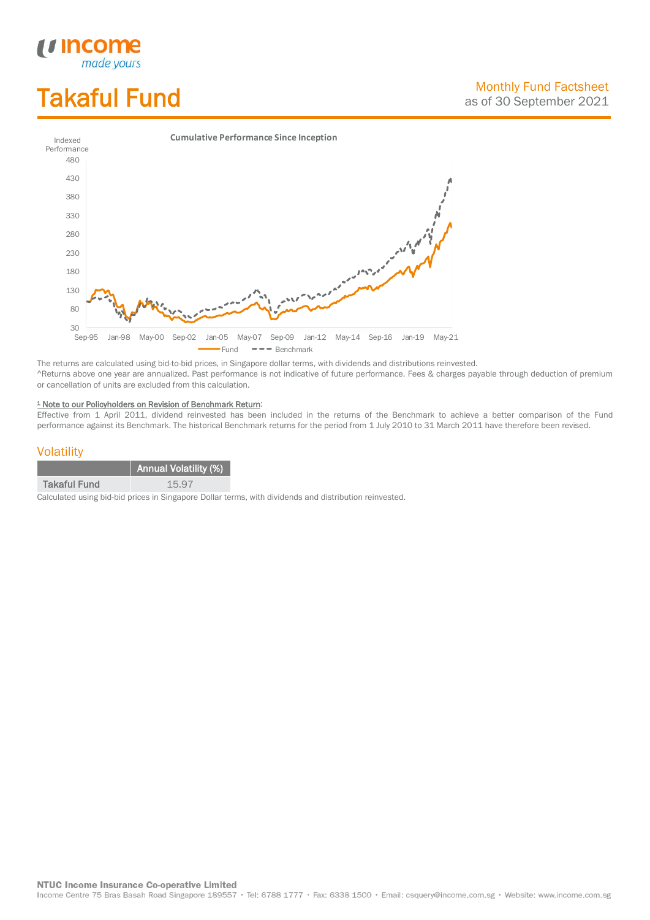# Takaful Fund

Monthly Fund Factsheet
as of 30 September 2021

**Cumulative Performance Since Inception**

Indexed Performance

The returns are calculated using bid-to-bid prices, in Singapore dollar terms, with dividends and distributions reinvested.
^Returns above one year are annualized. Past performance is not indicative of future performance. Fees & charges payable through deduction of premium or cancellation of units are excluded from this calculation.

[1] Note to our Policyholders on Revision of Benchmark Return:
Effective from 1 April 2011, dividend reinvested has been included in the returns of the Benchmark to achieve a better comparison of the Fund performance against its Benchmark. The historical Benchmark returns for the period from 1 July 2010 to 31 March 2011 have therefore been revised.

## Volatility

| | Annual Volatility (%) |
|---|---|
| Takaful Fund | 15.97 |

Calculated using bid-bid prices in Singapore Dollar terms, with dividends and distribution reinvested.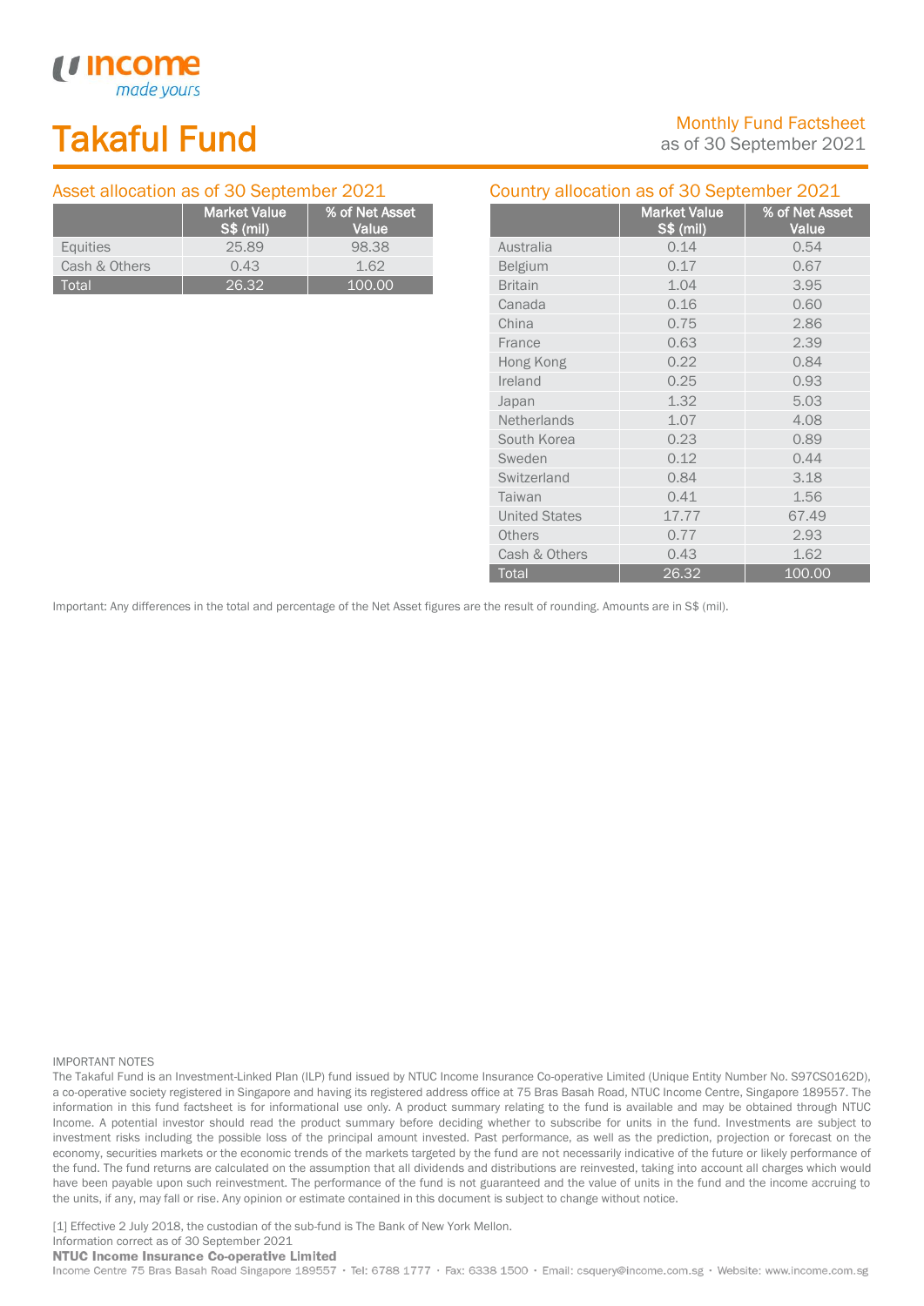# Takaful Fund

Monthly Fund Factsheet
as of 30 September 2021

## Asset allocation as of 30 September 2021

| | Market Value S$ (mil) | % of Net Asset Value |
|---|---|---|
| Equities | 25.89 | 98.38 |
| Cash & Others | 0.43 | 1.62 |
| Total | 26.32 | 100.00 |

## Country allocation as of 30 September 2021

| | Market Value S$ (mil) | % of Net Asset Value |
|---|---|---|
| Australia | 0.14 | 0.54 |
| Belgium | 0.17 | 0.67 |
| Britain | 1.04 | 3.95 |
| Canada | 0.16 | 0.60 |
| China | 0.75 | 2.86 |
| France | 0.63 | 2.39 |
| Hong Kong | 0.22 | 0.84 |
| Ireland | 0.25 | 0.93 |
| Japan | 1.32 | 5.03 |
| Netherlands | 1.07 | 4.08 |
| South Korea | 0.23 | 0.89 |
| Sweden | 0.12 | 0.44 |
| Switzerland | 0.84 | 3.18 |
| Taiwan | 0.41 | 1.56 |
| United States | 17.77 | 67.49 |
| Others | 0.77 | 2.93 |
| Cash & Others | 0.43 | 1.62 |
| Total | 26.32 | 100.00 |

Important: Any differences in the total and percentage of the Net Asset figures are the result of rounding. Amounts are in S$ (mil).

IMPORTANT NOTES

The Takaful Fund is an Investment-Linked Plan (ILP) fund issued by NTUC Income Insurance Co-operative Limited (Unique Entity Number No. S97CS0162D), a co-operative society registered in Singapore and having its registered address office at 75 Bras Basah Road, NTUC Income Centre, Singapore 189557. The information in this fund factsheet is for informational use only. A product summary relating to the fund is available and may be obtained through NTUC Income. A potential investor should read the product summary before deciding whether to subscribe for units in the fund. Investments are subject to investment risks including the possible loss of the principal amount invested. Past performance, as well as the prediction, projection or forecast on the economy, securities markets or the economic trends of the markets targeted by the fund are not necessarily indicative of the future or likely performance of the fund. The fund returns are calculated on the assumption that all dividends and distributions are reinvested, taking into account all charges which would have been payable upon such reinvestment. The performance of the fund is not guaranteed and the value of units in the fund and the income accruing to the units, if any, may fall or rise. Any opinion or estimate contained in this document is subject to change without notice.

[1] Effective 2 July 2018, the custodian of the sub-fund is The Bank of New York Mellon.

Information correct as of 30 September 2021

**NTUC Income Insurance Co-operative Limited**

Income Centre 75 Bras Basah Road Singapore 189557 · Tel: 6788 1777 · Fax: 6338 1500 · Email: csquery@income.com.sg · Website: www.income.com.sg